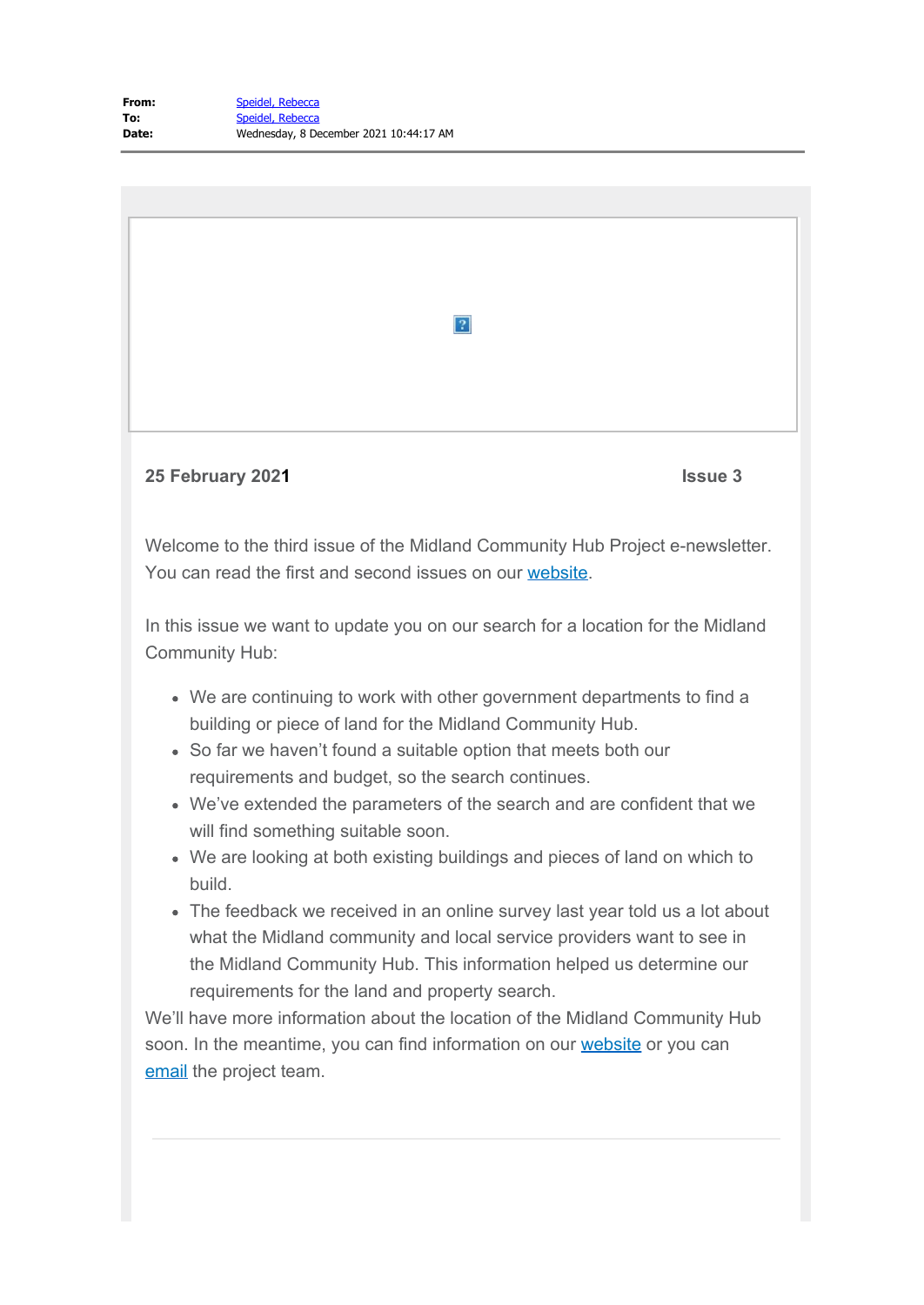**From:** Speidel, Rebecca
**To:** Speidel, Rebecca
**Date:** Wednesday, 8 December 2021 10:44:17 AM

---

**25 February 2021** **Issue 3**

Welcome to the third issue of the Midland Community Hub Project e-newsletter. You can read the first and second issues on our website.

In this issue we want to update you on our search for a location for the Midland Community Hub:

- We are continuing to work with other government departments to find a building or piece of land for the Midland Community Hub.
- So far we haven't found a suitable option that meets both our requirements and budget, so the search continues.
- We've extended the parameters of the search and are confident that we will find something suitable soon.
- We are looking at both existing buildings and pieces of land on which to build.
- The feedback we received in an online survey last year told us a lot about what the Midland community and local service providers want to see in the Midland Community Hub. This information helped us determine our requirements for the land and property search.

We'll have more information about the location of the Midland Community Hub soon. In the meantime, you can find information on our website or you can email the project team.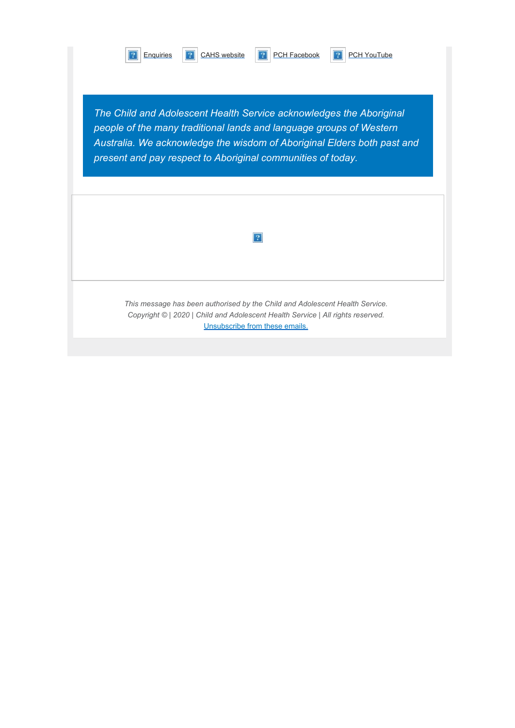Enquiries CAHS website PCH Facebook PCH YouTube

*The Child and Adolescent Health Service acknowledges the Aboriginal people of the many traditional lands and language groups of Western Australia. We acknowledge the wisdom of Aboriginal Elders both past and present and pay respect to Aboriginal communities of today.*

*This message has been authorised by the Child and Adolescent Health Service.*
*Copyright © | 2020 | Child and Adolescent Health Service | All rights reserved.*
Unsubscribe from these emails.